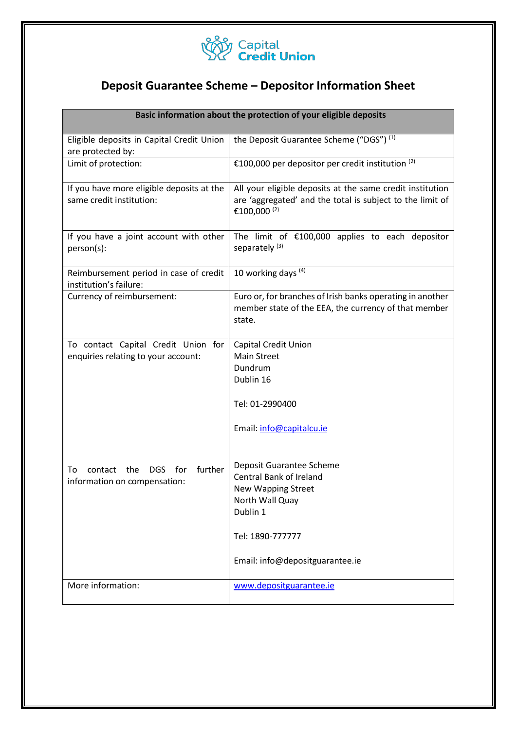Capital Credit Union

# Deposit Guarantee Scheme – Depositor Information Sheet

| Basic information about the protection of your eligible deposits | |
|---|---|
| Eligible deposits in Capital Credit Union are protected by: | the Deposit Guarantee Scheme ("DGS") [(1)] |
| Limit of protection: | €100,000 per depositor per credit institution [(2)] |
| If you have more eligible deposits at the same credit institution: | All your eligible deposits at the same credit institution are 'aggregated' and the total is subject to the limit of €100,000 [(2)] |
| If you have a joint account with other person(s): | The limit of €100,000 applies to each depositor separately [(3)] |
| Reimbursement period in case of credit institution's failure: | 10 working days [(4)] |
| Currency of reimbursement: | Euro or, for branches of Irish banks operating in another member state of the EEA, the currency of that member state. |
| To contact Capital Credit Union for enquiries relating to your account:<br><br>To contact the DGS for further information on compensation: | Capital Credit Union<br>Main Street<br>Dundrum<br>Dublin 16<br><br>Tel: 01-2990400<br><br>Email: info@capitalcu.ie<br><br>Deposit Guarantee Scheme<br>Central Bank of Ireland<br>New Wapping Street<br>North Wall Quay<br>Dublin 1<br><br>Tel: 1890-777777<br><br>Email: info@depositguarantee.ie |
| More information: | www.depositguarantee.ie |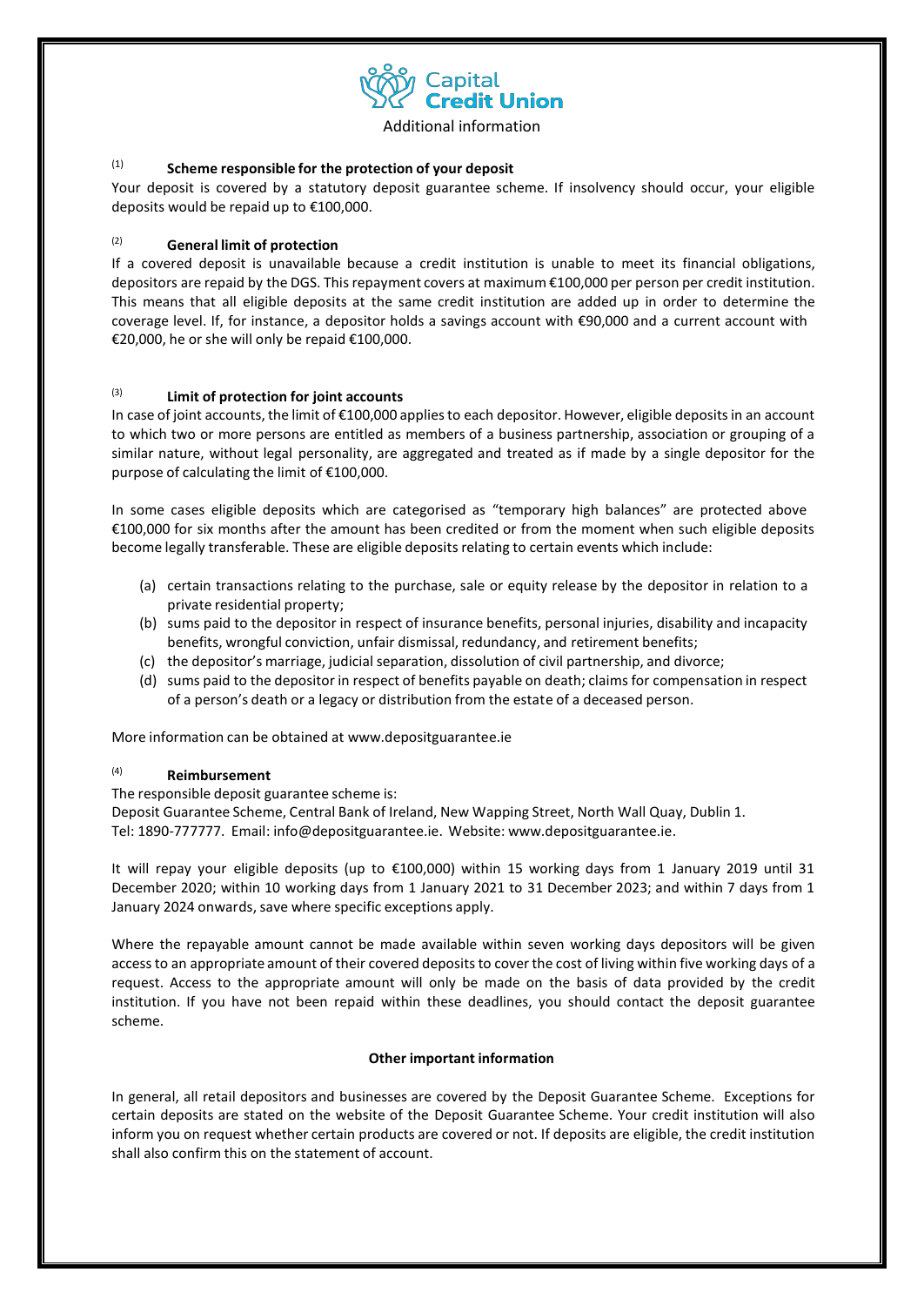Capital Credit Union

Additional information

### [1] Scheme responsible for the protection of your deposit

Your deposit is covered by a statutory deposit guarantee scheme. If insolvency should occur, your eligible deposits would be repaid up to €100,000.

### [2] General limit of protection

If a covered deposit is unavailable because a credit institution is unable to meet its financial obligations, depositors are repaid by the DGS. This repayment covers at maximum €100,000 per person per credit institution. This means that all eligible deposits at the same credit institution are added up in order to determine the coverage level. If, for instance, a depositor holds a savings account with €90,000 and a current account with €20,000, he or she will only be repaid €100,000.

### [3] Limit of protection for joint accounts

In case of joint accounts, the limit of €100,000 applies to each depositor. However, eligible deposits in an account to which two or more persons are entitled as members of a business partnership, association or grouping of a similar nature, without legal personality, are aggregated and treated as if made by a single depositor for the purpose of calculating the limit of €100,000.

In some cases eligible deposits which are categorised as "temporary high balances" are protected above €100,000 for six months after the amount has been credited or from the moment when such eligible deposits become legally transferable. These are eligible deposits relating to certain events which include:

(a) certain transactions relating to the purchase, sale or equity release by the depositor in relation to a private residential property;
(b) sums paid to the depositor in respect of insurance benefits, personal injuries, disability and incapacity benefits, wrongful conviction, unfair dismissal, redundancy, and retirement benefits;
(c) the depositor's marriage, judicial separation, dissolution of civil partnership, and divorce;
(d) sums paid to the depositor in respect of benefits payable on death; claims for compensation in respect of a person's death or a legacy or distribution from the estate of a deceased person.

More information can be obtained at www.depositguarantee.ie

### [4] Reimbursement

The responsible deposit guarantee scheme is:
Deposit Guarantee Scheme, Central Bank of Ireland, New Wapping Street, North Wall Quay, Dublin 1.
Tel: 1890-777777. Email: info@depositguarantee.ie. Website: www.depositguarantee.ie.

It will repay your eligible deposits (up to €100,000) within 15 working days from 1 January 2019 until 31 December 2020; within 10 working days from 1 January 2021 to 31 December 2023; and within 7 days from 1 January 2024 onwards, save where specific exceptions apply.

Where the repayable amount cannot be made available within seven working days depositors will be given access to an appropriate amount of their covered deposits to cover the cost of living within five working days of a request. Access to the appropriate amount will only be made on the basis of data provided by the credit institution. If you have not been repaid within these deadlines, you should contact the deposit guarantee scheme.

**Other important information**

In general, all retail depositors and businesses are covered by the Deposit Guarantee Scheme. Exceptions for certain deposits are stated on the website of the Deposit Guarantee Scheme. Your credit institution will also inform you on request whether certain products are covered or not. If deposits are eligible, the credit institution shall also confirm this on the statement of account.